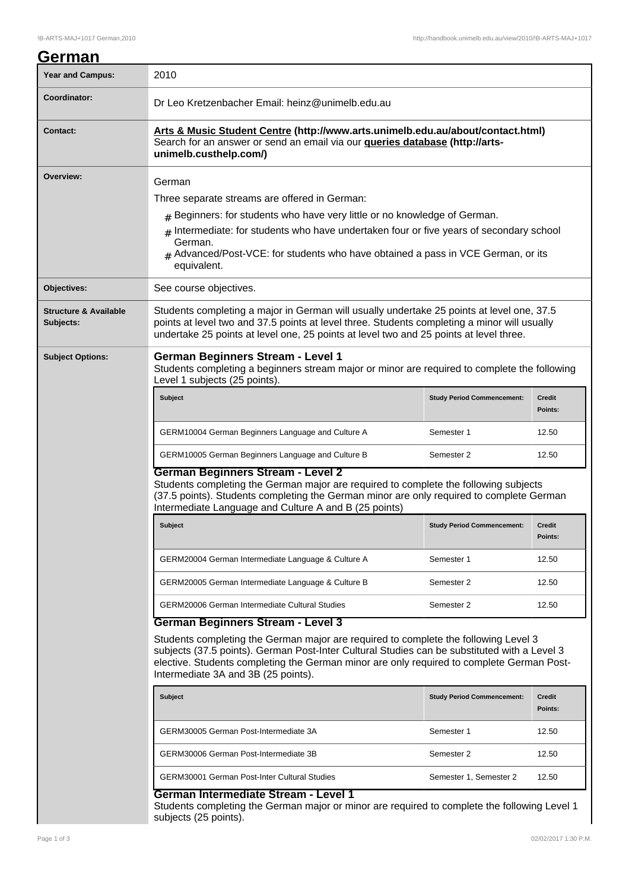# German

| Year and Campus: | 2010 |
|---|---|
| Coordinator: | Dr Leo Kretzenbacher Email: heinz@unimelb.edu.au |
| Contact: | **Arts & Music Student Centre (http://www.arts.unimelb.edu.au/about/contact.html)** Search for an answer or send an email via our **queries database (http://arts-unimelb.custhelp.com/)** |
| Overview: | German<br>Three separate streams are offered in German:<br>- Beginners: for students who have very little or no knowledge of German.<br>- Intermediate: for students who have undertaken four or five years of secondary school German.<br>- Advanced/Post-VCE: for students who have obtained a pass in VCE German, or its equivalent. |
| Objectives: | See course objectives. |
| Structure & Available Subjects: | Students completing a major in German will usually undertake 25 points at level one, 37.5 points at level two and 37.5 points at level three. Students completing a minor will usually undertake 25 points at level one, 25 points at level two and 25 points at level three. |

## Subject Options:

### German Beginners Stream - Level 1

Students completing a beginners stream major or minor are required to complete the following Level 1 subjects (25 points).

| Subject | Study Period Commencement: | Credit Points: |
|---|---|---|
| GERM10004 German Beginners Language and Culture A | Semester 1 | 12.50 |
| GERM10005 German Beginners Language and Culture B | Semester 2 | 12.50 |

### German Beginners Stream - Level 2

Students completing the German major are required to complete the following subjects (37.5 points). Students completing the German minor are only required to complete German Intermediate Language and Culture A and B (25 points)

| Subject | Study Period Commencement: | Credit Points: |
|---|---|---|
| GERM20004 German Intermediate Language & Culture A | Semester 1 | 12.50 |
| GERM20005 German Intermediate Language & Culture B | Semester 2 | 12.50 |
| GERM20006 German Intermediate Cultural Studies | Semester 2 | 12.50 |

### German Beginners Stream - Level 3

Students completing the German major are required to complete the following Level 3 subjects (37.5 points). German Post-Inter Cultural Studies can be substituted with a Level 3 elective. Students completing the German minor are only required to complete German Post-Intermediate 3A and 3B (25 points).

| Subject | Study Period Commencement: | Credit Points: |
|---|---|---|
| GERM30005 German Post-Intermediate 3A | Semester 1 | 12.50 |
| GERM30006 German Post-Intermediate 3B | Semester 2 | 12.50 |
| GERM30001 German Post-Inter Cultural Studies | Semester 1, Semester 2 | 12.50 |

### German Intermediate Stream - Level 1

Students completing the German major or minor are required to complete the following Level 1 subjects (25 points).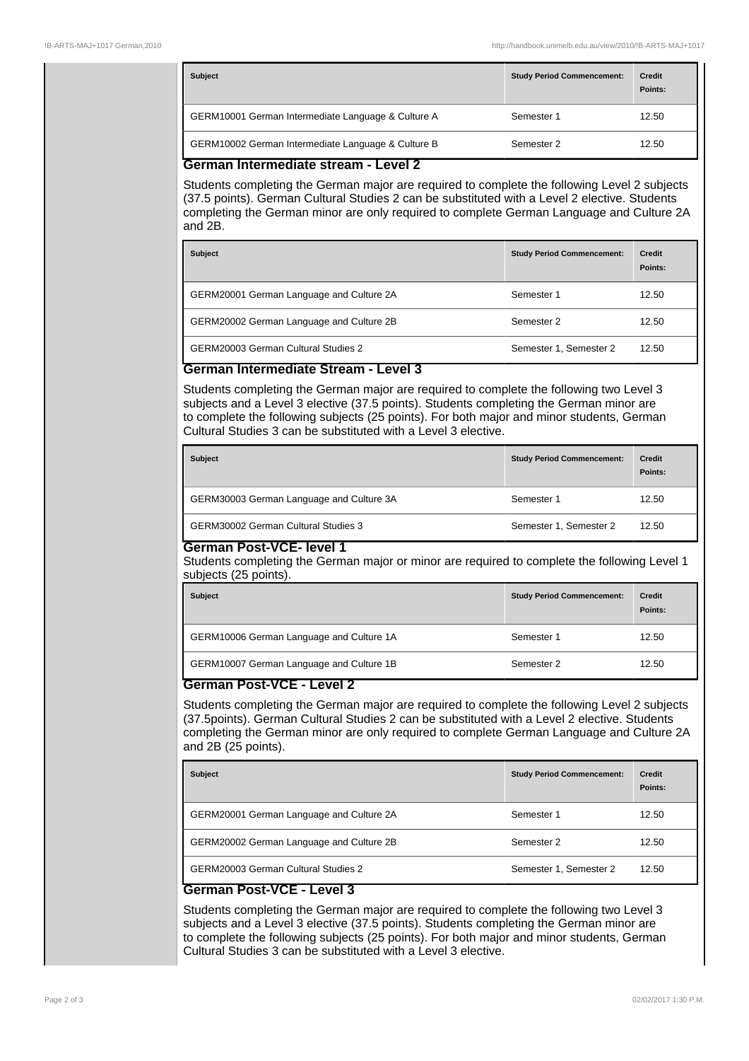| Subject | Study Period Commencement: | Credit Points: |
|---|---|---|
| GERM10001 German Intermediate Language & Culture A | Semester 1 | 12.50 |
| GERM10002 German Intermediate Language & Culture B | Semester 2 | 12.50 |

### German Intermediate stream - Level 2

Students completing the German major are required to complete the following Level 2 subjects (37.5 points). German Cultural Studies 2 can be substituted with a Level 2 elective. Students completing the German minor are only required to complete German Language and Culture 2A and 2B.

| Subject | Study Period Commencement: | Credit Points: |
|---|---|---|
| GERM20001 German Language and Culture 2A | Semester 1 | 12.50 |
| GERM20002 German Language and Culture 2B | Semester 2 | 12.50 |
| GERM20003 German Cultural Studies 2 | Semester 1, Semester 2 | 12.50 |

### German Intermediate Stream - Level 3

Students completing the German major are required to complete the following two Level 3 subjects and a Level 3 elective (37.5 points). Students completing the German minor are to complete the following subjects (25 points). For both major and minor students, German Cultural Studies 3 can be substituted with a Level 3 elective.

| Subject | Study Period Commencement: | Credit Points: |
|---|---|---|
| GERM30003 German Language and Culture 3A | Semester 1 | 12.50 |
| GERM30002 German Cultural Studies 3 | Semester 1, Semester 2 | 12.50 |

### German Post-VCE- level 1

Students completing the German major or minor are required to complete the following Level 1 subjects (25 points).

| Subject | Study Period Commencement: | Credit Points: |
|---|---|---|
| GERM10006 German Language and Culture 1A | Semester 1 | 12.50 |
| GERM10007 German Language and Culture 1B | Semester 2 | 12.50 |

### German Post-VCE - Level 2

Students completing the German major are required to complete the following Level 2 subjects (37.5points). German Cultural Studies 2 can be substituted with a Level 2 elective. Students completing the German minor are only required to complete German Language and Culture 2A and 2B (25 points).

| Subject | Study Period Commencement: | Credit Points: |
|---|---|---|
| GERM20001 German Language and Culture 2A | Semester 1 | 12.50 |
| GERM20002 German Language and Culture 2B | Semester 2 | 12.50 |
| GERM20003 German Cultural Studies 2 | Semester 1, Semester 2 | 12.50 |

### German Post-VCE - Level 3

Students completing the German major are required to complete the following two Level 3 subjects and a Level 3 elective (37.5 points). Students completing the German minor are to complete the following subjects (25 points). For both major and minor students, German Cultural Studies 3 can be substituted with a Level 3 elective.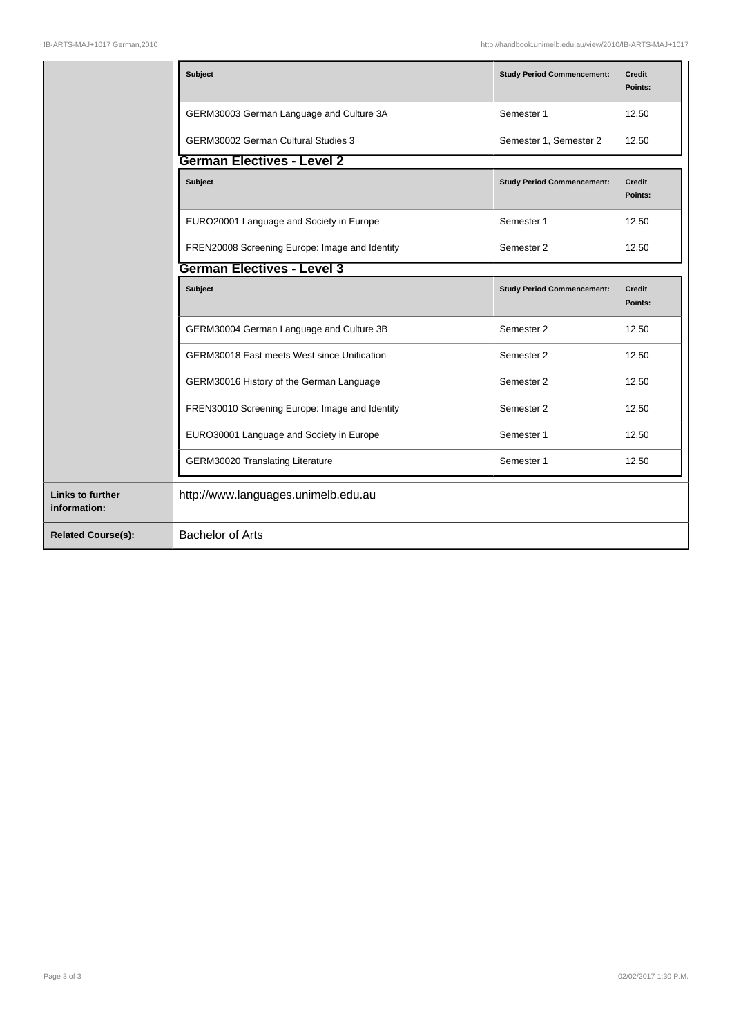| Subject | Study Period Commencement: | Credit Points: |
| --- | --- | --- |
| GERM30003 German Language and Culture 3A | Semester 1 | 12.50 |
| GERM30002 German Cultural Studies 3 | Semester 1, Semester 2 | 12.50 |

### German Electives - Level 2

| Subject | Study Period Commencement: | Credit Points: |
| --- | --- | --- |
| EURO20001 Language and Society in Europe | Semester 1 | 12.50 |
| FREN20008 Screening Europe: Image and Identity | Semester 2 | 12.50 |

### German Electives - Level 3

| Subject | Study Period Commencement: | Credit Points: |
| --- | --- | --- |
| GERM30004 German Language and Culture 3B | Semester 2 | 12.50 |
| GERM30018 East meets West since Unification | Semester 2 | 12.50 |
| GERM30016 History of the German Language | Semester 2 | 12.50 |
| FREN30010 Screening Europe: Image and Identity | Semester 2 | 12.50 |
| EURO30001 Language and Society in Europe | Semester 1 | 12.50 |
| GERM30020 Translating Literature | Semester 1 | 12.50 |

| | |
| --- | --- |
| **Links to further information:** | http://www.languages.unimelb.edu.au |
| **Related Course(s):** | Bachelor of Arts |